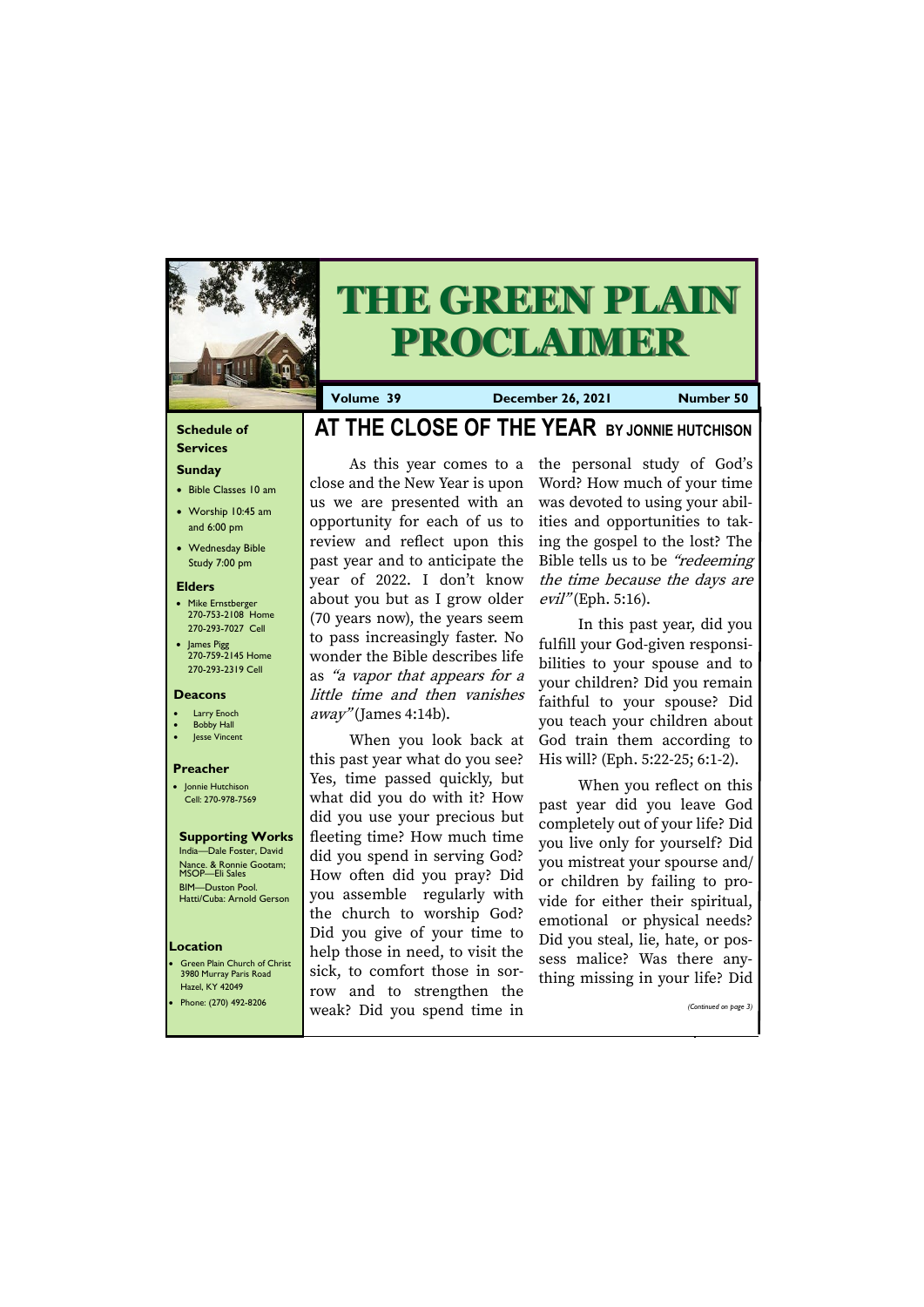# THE GREEN PLAIN PROCLAIMER

**Volume 39** **December 26, 2021** **Number 50**

### Schedule of Services

**Sunday**

- Bible Classes 10 am
- Worship 10:45 am and 6:00 pm
- Wednesday Bible Study 7:00 pm

**Elders**

- Mike Ernstberger 270-753-2108 Home 270-293-7027 Cell
- James Pigg 270-759-2145 Home 270-293-2319 Cell

**Deacons**

- Larry Enoch
- Bobby Hall
- Jesse Vincent

**Preacher**

- Jonnie Hutchison Cell: 270-978-7569

**Supporting Works**

India—Dale Foster, David Nance. & Ronnie Gootam; MSOP—Eli Sales
BIM—Duston Pool.
Hatti/Cuba: Arnold Gerson

**Location**

- Green Plain Church of Christ 3980 Murray Paris Road Hazel, KY 42049
- Phone: (270) 492-8206

## AT THE CLOSE OF THE YEAR BY JONNIE HUTCHISON

As this year comes to a close and the New Year is upon us we are presented with an opportunity for each of us to review and reflect upon this past year and to anticipate the year of 2022. I don't know about you but as I grow older (70 years now), the years seem to pass increasingly faster. No wonder the Bible describes life as *"a vapor that appears for a little time and then vanishes away"* (James 4:14b).

When you look back at this past year what do you see? Yes, time passed quickly, but what did you do with it? How did you use your precious but fleeting time? How much time did you spend in serving God? How often did you pray? Did you assemble regularly with the church to worship God? Did you give of your time to help those in need, to visit the sick, to comfort those in sorrow and to strengthen the weak? Did you spend time in the personal study of God's Word? How much of your time was devoted to using your abilities and opportunities to taking the gospel to the lost? The Bible tells us to be *"redeeming the time because the days are evil"* (Eph. 5:16).

In this past year, did you fulfill your God-given responsibilities to your spouse and to your children? Did you remain faithful to your spouse? Did you teach your children about God train them according to His will? (Eph. 5:22-25; 6:1-2).

When you reflect on this past year did you leave God completely out of your life? Did you live only for yourself? Did you mistreat your spourse and/or children by failing to provide for either their spiritual, emotional or physical needs? Did you steal, lie, hate, or possess malice? Was there anything missing in your life? Did

*(Continued on page 3)*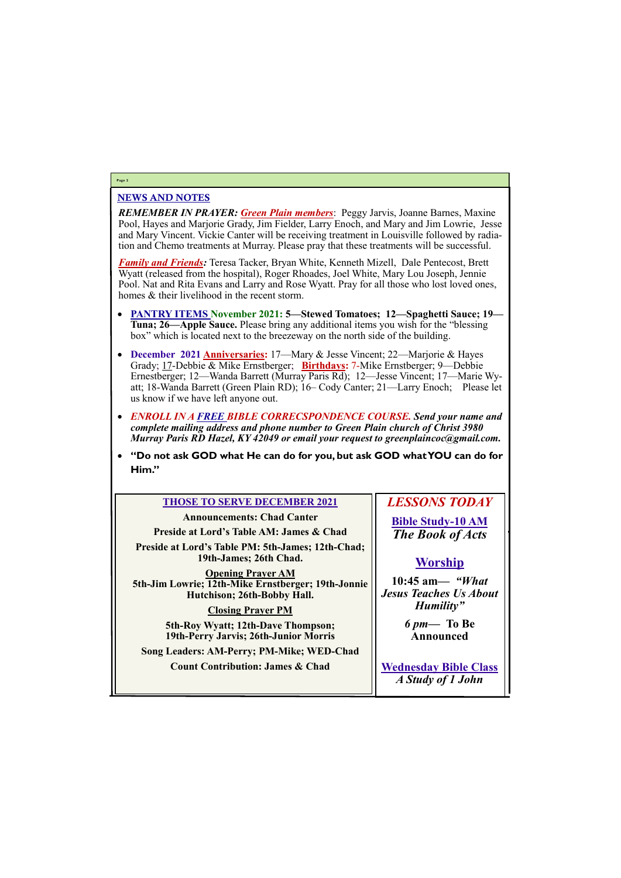## NEWS AND NOTES

***REMEMBER IN PRAYER:*** ***Green Plain members***: Peggy Jarvis, Joanne Barnes, Maxine Pool, Hayes and Marjorie Grady, Jim Fielder, Larry Enoch, and Mary and Jim Lowrie, Jesse and Mary Vincent. Vickie Canter will be receiving treatment in Louisville followed by radiation and Chemo treatments at Murray. Please pray that these treatments will be successful.

***Family and Friends:*** Teresa Tacker, Bryan White, Kenneth Mizell, Dale Pentecost, Brett Wyatt (released from the hospital), Roger Rhoades, Joel White, Mary Lou Joseph, Jennie Pool. Nat and Rita Evans and Larry and Rose Wyatt. Pray for all those who lost loved ones, homes & their livelihood in the recent storm.

- **PANTRY ITEMS November 2021: 5—Stewed Tomatoes; 12—Spaghetti Sauce; 19—Tuna; 26—Apple Sauce.** Please bring any additional items you wish for the "blessing box" which is located next to the breezeway on the north side of the building.
- **December 2021 Anniversaries:** 17—Mary & Jesse Vincent; 22—Marjorie & Hayes Grady; 17-Debbie & Mike Ernstberger; **Birthdays:** 7-Mike Ernstberger; 9—Debbie Ernestberger; 12—Wanda Barrett (Murray Paris Rd); 12—Jesse Vincent; 17—Marie Wyatt; 18-Wanda Barrett (Green Plain RD); 16– Cody Canter; 21—Larry Enoch; Please let us know if we have left anyone out.
- ***ENROLL IN A FREE BIBLE CORRECSPONDENCE COURSE. Send your name and complete mailing address and phone number to Green Plain church of Christ 3980 Murray Paris RD Hazel, KY 42049 or email your request to greenplaincoc@gmail.com.***
- **"Do not ask GOD what He can do for you, but ask GOD what YOU can do for Him."**

### THOSE TO SERVE DECEMBER 2021

**Announcements: Chad Canter**

**Preside at Lord's Table AM: James & Chad**

**Preside at Lord's Table PM: 5th-James; 12th-Chad; 19th-James; 26th Chad.**

**Opening Prayer AM**

**5th-Jim Lowrie; 12th-Mike Ernstberger; 19th-Jonnie Hutchison; 26th-Bobby Hall.**

**Closing Prayer PM**

**5th-Roy Wyatt; 12th-Dave Thompson; 19th-Perry Jarvis; 26th-Junior Morris**

**Song Leaders: AM-Perry; PM-Mike; WED-Chad**

**Count Contribution: James & Chad**

### *LESSONS TODAY*

**Bible Study-10 AM**

***The Book of Acts***

**Worship**

**10:45 am— *"What Jesus Teaches Us About Humility"***

***6 pm*— To Be Announced**

**Wednesday Bible Class**

***A Study of 1 John***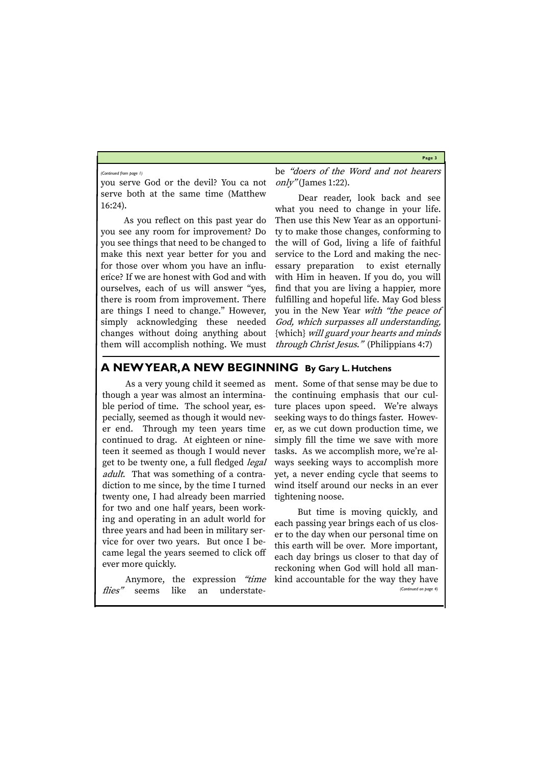*(Continued from page 1)*

you serve God or the devil? You ca not serve both at the same time (Matthew 16:24).

As you reflect on this past year do you see any room for improvement? Do you see things that need to be changed to make this next year better for you and for those over whom you have an influence? If we are honest with God and with ourselves, each of us will answer "yes, there is room from improvement. There are things I need to change." However, simply acknowledging these needed changes without doing anything about them will accomplish nothing. We must be *"doers of the Word and not hearers only"* (James 1:22).

Dear reader, look back and see what you need to change in your life. Then use this New Year as an opportunity to make those changes, conforming to the will of God, living a life of faithful service to the Lord and making the necessary preparation to exist eternally with Him in heaven. If you do, you will find that you are living a happier, more fulfilling and hopeful life. May God bless you in the New Year *with "the peace of God, which surpasses all understanding,* {which} *will guard your hearts and minds through Christ Jesus."* (Philippians 4:7)

## A NEW YEAR, A NEW BEGINNING **By Gary L. Hutchens**

As a very young child it seemed as though a year was almost an interminable period of time. The school year, especially, seemed as though it would never end. Through my teen years time continued to drag. At eighteen or nineteen it seemed as though I would never get to be twenty one, a full fledged *legal adult*. That was something of a contradiction to me since, by the time I turned twenty one, I had already been married for two and one half years, been working and operating in an adult world for three years and had been in military service for over two years. But once I became legal the years seemed to click off ever more quickly.

Anymore, the expression *"time flies"* seems like an understatement. Some of that sense may be due to the continuing emphasis that our culture places upon speed. We're always seeking ways to do things faster. However, as we cut down production time, we simply fill the time we save with more tasks. As we accomplish more, we're always seeking ways to accomplish more yet, a never ending cycle that seems to wind itself around our necks in an ever tightening noose.

But time is moving quickly, and each passing year brings each of us closer to the day when our personal time on this earth will be over. More important, each day brings us closer to that day of reckoning when God will hold all mankind accountable for the way they have

*(Continued on page 4)*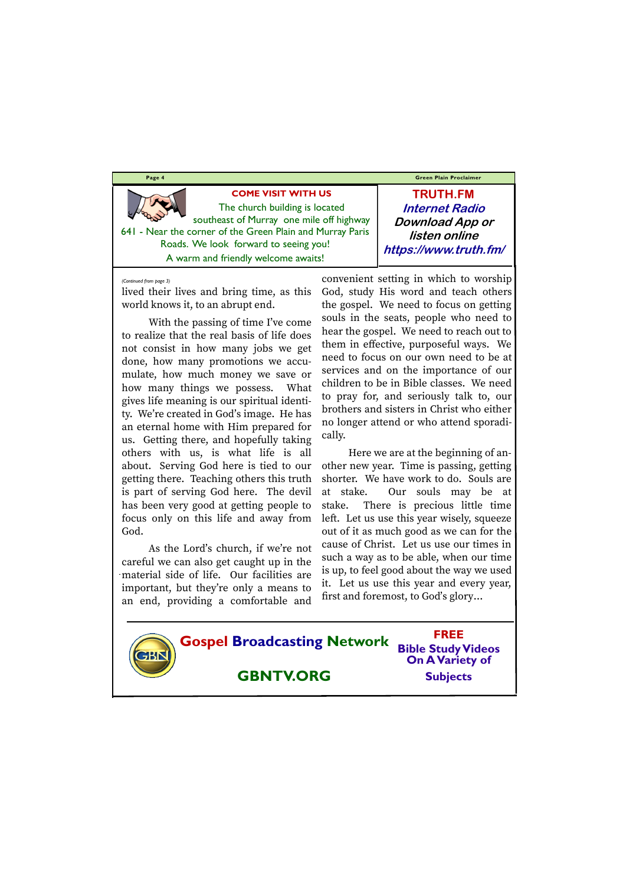**COME VISIT WITH US**

The church building is located southeast of Murray one mile off highway 641 - Near the corner of the Green Plain and Murray Paris Roads. We look forward to seeing you!

A warm and friendly welcome awaits!

**TRUTH.FM**

***Internet Radio***

***Download App or listen online***

***https://www.truth.fm/***

*(Continued from page 3)*

lived their lives and bring time, as this world knows it, to an abrupt end.

With the passing of time I've come to realize that the real basis of life does not consist in how many jobs we get done, how many promotions we accumulate, how much money we save or how many things we possess. What gives life meaning is our spiritual identity. We're created in God's image. He has an eternal home with Him prepared for us. Getting there, and hopefully taking others with us, is what life is all about. Serving God here is tied to our getting there. Teaching others this truth is part of serving God here. The devil has been very good at getting people to focus only on this life and away from God.

As the Lord's church, if we're not careful we can also get caught up in the material side of life. Our facilities are important, but they're only a means to an end, providing a comfortable and convenient setting in which to worship God, study His word and teach others the gospel. We need to focus on getting souls in the seats, people who need to hear the gospel. We need to reach out to them in effective, purposeful ways. We need to focus on our own need to be at services and on the importance of our children to be in Bible classes. We need to pray for, and seriously talk to, our brothers and sisters in Christ who either no longer attend or who attend sporadically.

Here we are at the beginning of another new year. Time is passing, getting shorter. We have work to do. Souls are at stake. Our souls may be at stake. There is precious little time left. Let us use this year wisely, squeeze out of it as much good as we can for the cause of Christ. Let us use our times in such a way as to be able, when our time is up, to feel good about the way we used it. Let us use this year and every year, first and foremost, to God's glory...

**Gospel Broadcasting Network**

**GBNTV.ORG**

**FREE**

**Bible Study Videos On A Variety of Subjects**